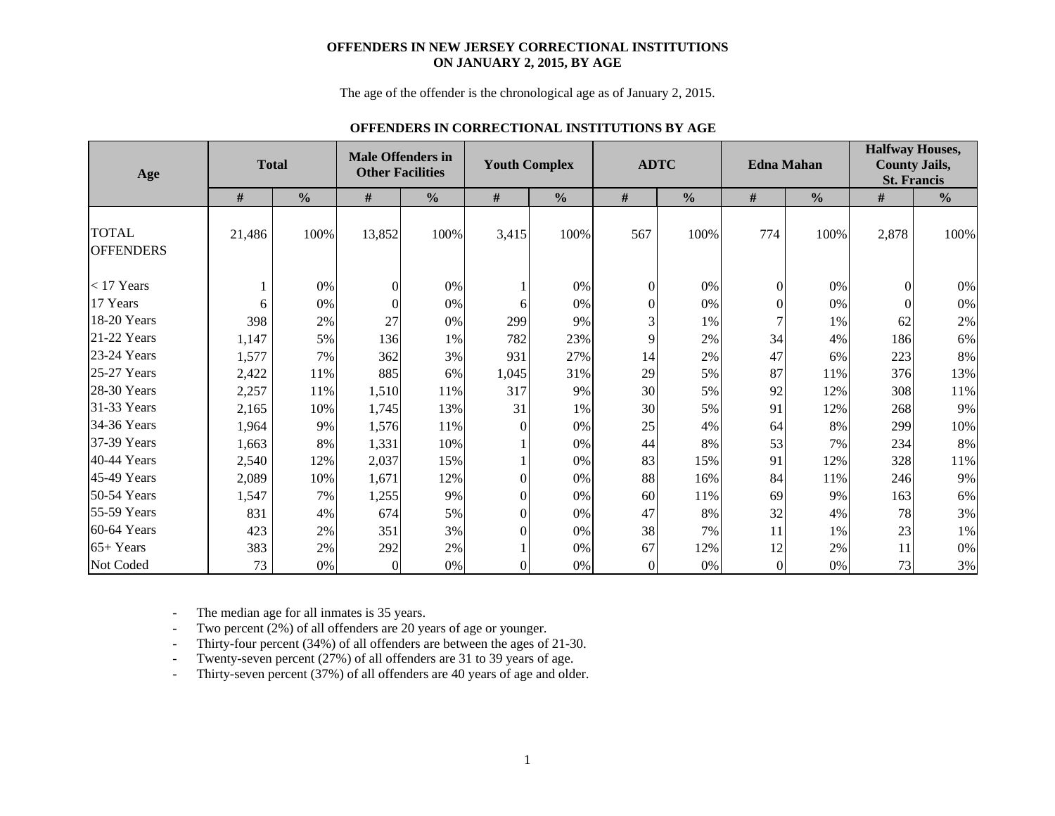**OFFENDERS IN NEW JERSEY CORRECTIONAL INSTITUTIONS ON JANUARY 2, 2015, BY AGE**

The age of the offender is the chronological age as of January 2, 2015.

**OFFENDERS IN CORRECTIONAL INSTITUTIONS BY AGE**

| Age | Total | | Male Offenders in Other Facilities | | Youth Complex | | ADTC | | Edna Mahan | | Halfway Houses, County Jails, St. Francis | |
|---|---|---|---|---|---|---|---|---|---|---|---|---|
| | # | % | # | % | # | % | # | % | # | % | # | % |
| TOTAL OFFENDERS | 21,486 | 100% | 13,852 | 100% | 3,415 | 100% | 567 | 100% | 774 | 100% | 2,878 | 100% |
| < 17 Years | 1 | 0% | 0 | 0% | 1 | 0% | 0 | 0% | 0 | 0% | 0 | 0% |
| 17 Years | 6 | 0% | 0 | 0% | 6 | 0% | 0 | 0% | 0 | 0% | 0 | 0% |
| 18-20 Years | 398 | 2% | 27 | 0% | 299 | 9% | 3 | 1% | 7 | 1% | 62 | 2% |
| 21-22 Years | 1,147 | 5% | 136 | 1% | 782 | 23% | 9 | 2% | 34 | 4% | 186 | 6% |
| 23-24 Years | 1,577 | 7% | 362 | 3% | 931 | 27% | 14 | 2% | 47 | 6% | 223 | 8% |
| 25-27 Years | 2,422 | 11% | 885 | 6% | 1,045 | 31% | 29 | 5% | 87 | 11% | 376 | 13% |
| 28-30 Years | 2,257 | 11% | 1,510 | 11% | 317 | 9% | 30 | 5% | 92 | 12% | 308 | 11% |
| 31-33 Years | 2,165 | 10% | 1,745 | 13% | 31 | 1% | 30 | 5% | 91 | 12% | 268 | 9% |
| 34-36 Years | 1,964 | 9% | 1,576 | 11% | 0 | 0% | 25 | 4% | 64 | 8% | 299 | 10% |
| 37-39 Years | 1,663 | 8% | 1,331 | 10% | 1 | 0% | 44 | 8% | 53 | 7% | 234 | 8% |
| 40-44 Years | 2,540 | 12% | 2,037 | 15% | 1 | 0% | 83 | 15% | 91 | 12% | 328 | 11% |
| 45-49 Years | 2,089 | 10% | 1,671 | 12% | 0 | 0% | 88 | 16% | 84 | 11% | 246 | 9% |
| 50-54 Years | 1,547 | 7% | 1,255 | 9% | 0 | 0% | 60 | 11% | 69 | 9% | 163 | 6% |
| 55-59 Years | 831 | 4% | 674 | 5% | 0 | 0% | 47 | 8% | 32 | 4% | 78 | 3% |
| 60-64 Years | 423 | 2% | 351 | 3% | 0 | 0% | 38 | 7% | 11 | 1% | 23 | 1% |
| 65+ Years | 383 | 2% | 292 | 2% | 1 | 0% | 67 | 12% | 12 | 2% | 11 | 0% |
| Not Coded | 73 | 0% | 0 | 0% | 0 | 0% | 0 | 0% | 0 | 0% | 73 | 3% |

- The median age for all inmates is 35 years.
- Two percent (2%) of all offenders are 20 years of age or younger.
- Thirty-four percent (34%) of all offenders are between the ages of 21-30.
- Twenty-seven percent (27%) of all offenders are 31 to 39 years of age.
- Thirty-seven percent (37%) of all offenders are 40 years of age and older.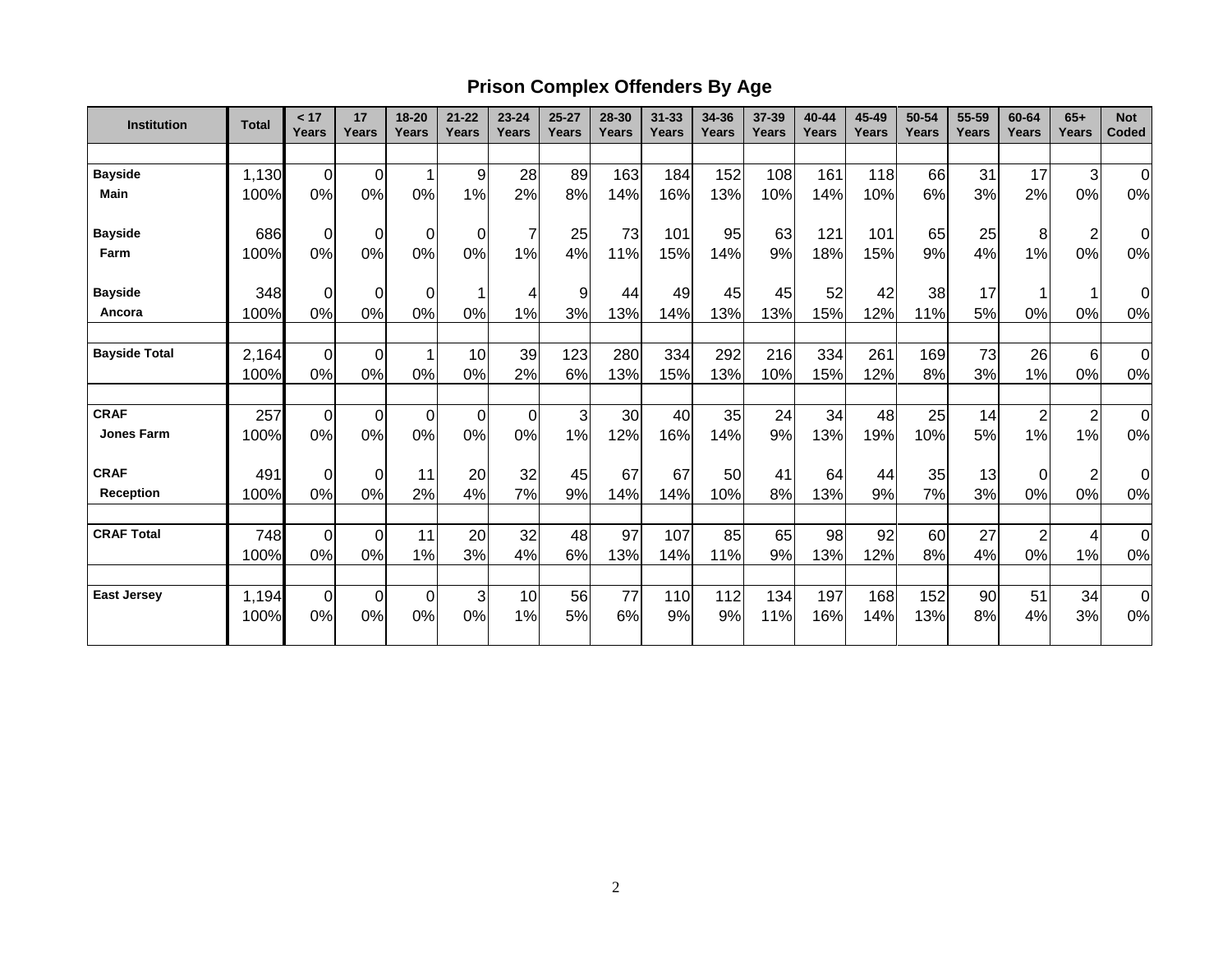## Prison Complex Offenders By Age

| Institution | Total | < 17 Years | 17 Years | 18-20 Years | 21-22 Years | 23-24 Years | 25-27 Years | 28-30 Years | 31-33 Years | 34-36 Years | 37-39 Years | 40-44 Years | 45-49 Years | 50-54 Years | 55-59 Years | 60-64 Years | 65+ Years | Not Coded |
|---|---|---|---|---|---|---|---|---|---|---|---|---|---|---|---|---|---|---|
| **Bayside** | 1,130 | 0 | 0 | 1 | 9 | 28 | 89 | 163 | 184 | 152 | 108 | 161 | 118 | 66 | 31 | 17 | 3 | 0 |
| **Main** | 100% | 0% | 0% | 0% | 1% | 2% | 8% | 14% | 16% | 13% | 10% | 14% | 10% | 6% | 3% | 2% | 0% | 0% |
| **Bayside** | 686 | 0 | 0 | 0 | 0 | 7 | 25 | 73 | 101 | 95 | 63 | 121 | 101 | 65 | 25 | 8 | 2 | 0 |
| **Farm** | 100% | 0% | 0% | 0% | 0% | 1% | 4% | 11% | 15% | 14% | 9% | 18% | 15% | 9% | 4% | 1% | 0% | 0% |
| **Bayside** | 348 | 0 | 0 | 0 | 1 | 4 | 9 | 44 | 49 | 45 | 45 | 52 | 42 | 38 | 17 | 1 | 1 | 0 |
| **Ancora** | 100% | 0% | 0% | 0% | 0% | 1% | 3% | 13% | 14% | 13% | 13% | 15% | 12% | 11% | 5% | 0% | 0% | 0% |
| **Bayside Total** | 2,164 | 0 | 0 | 1 | 10 | 39 | 123 | 280 | 334 | 292 | 216 | 334 | 261 | 169 | 73 | 26 | 6 | 0 |
| | 100% | 0% | 0% | 0% | 0% | 2% | 6% | 13% | 15% | 13% | 10% | 15% | 12% | 8% | 3% | 1% | 0% | 0% |
| **CRAF** | 257 | 0 | 0 | 0 | 0 | 0 | 3 | 30 | 40 | 35 | 24 | 34 | 48 | 25 | 14 | 2 | 2 | 0 |
| **Jones Farm** | 100% | 0% | 0% | 0% | 0% | 0% | 1% | 12% | 16% | 14% | 9% | 13% | 19% | 10% | 5% | 1% | 1% | 0% |
| **CRAF** | 491 | 0 | 0 | 11 | 20 | 32 | 45 | 67 | 67 | 50 | 41 | 64 | 44 | 35 | 13 | 0 | 2 | 0 |
| **Reception** | 100% | 0% | 0% | 2% | 4% | 7% | 9% | 14% | 14% | 10% | 8% | 13% | 9% | 7% | 3% | 0% | 0% | 0% |
| **CRAF Total** | 748 | 0 | 0 | 11 | 20 | 32 | 48 | 97 | 107 | 85 | 65 | 98 | 92 | 60 | 27 | 2 | 4 | 0 |
| | 100% | 0% | 0% | 1% | 3% | 4% | 6% | 13% | 14% | 11% | 9% | 13% | 12% | 8% | 4% | 0% | 1% | 0% |
| **East Jersey** | 1,194 | 0 | 0 | 0 | 3 | 10 | 56 | 77 | 110 | 112 | 134 | 197 | 168 | 152 | 90 | 51 | 34 | 0 |
| | 100% | 0% | 0% | 0% | 0% | 1% | 5% | 6% | 9% | 9% | 11% | 16% | 14% | 13% | 8% | 4% | 3% | 0% |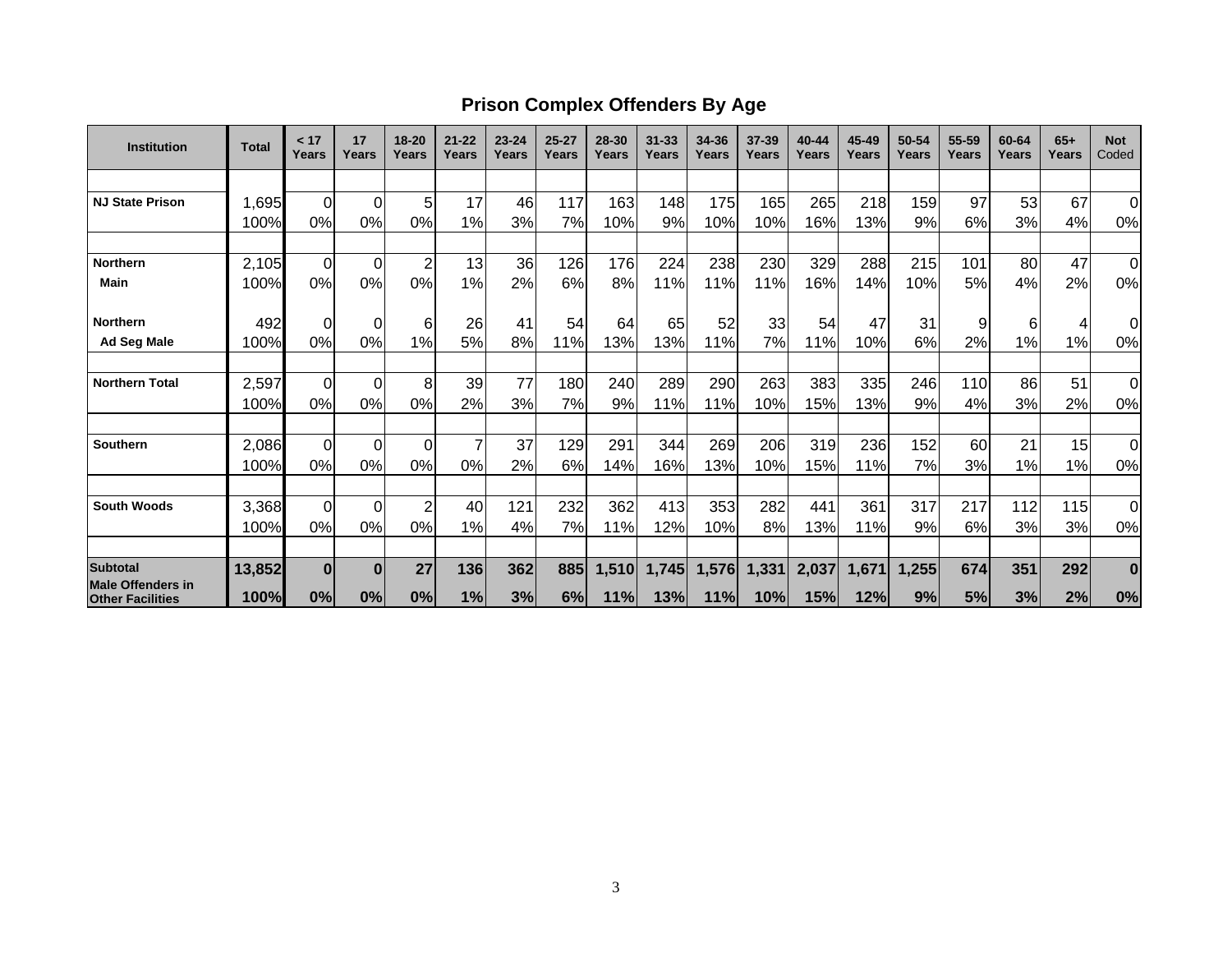# Prison Complex Offenders By Age

| Institution | Total | < 17 Years | 17 Years | 18-20 Years | 21-22 Years | 23-24 Years | 25-27 Years | 28-30 Years | 31-33 Years | 34-36 Years | 37-39 Years | 40-44 Years | 45-49 Years | 50-54 Years | 55-59 Years | 60-64 Years | 65+ Years | Not Coded |
|---|---|---|---|---|---|---|---|---|---|---|---|---|---|---|---|---|---|---|
| **NJ State Prison** | 1,695 | 0 | 0 | 5 | 17 | 46 | 117 | 163 | 148 | 175 | 165 | 265 | 218 | 159 | 97 | 53 | 67 | 0 |
| | 100% | 0% | 0% | 0% | 1% | 3% | 7% | 10% | 9% | 10% | 10% | 16% | 13% | 9% | 6% | 3% | 4% | 0% |
| **Northern Main** | 2,105 | 0 | 0 | 2 | 13 | 36 | 126 | 176 | 224 | 238 | 230 | 329 | 288 | 215 | 101 | 80 | 47 | 0 |
| | 100% | 0% | 0% | 0% | 1% | 2% | 6% | 8% | 11% | 11% | 11% | 16% | 14% | 10% | 5% | 4% | 2% | 0% |
| **Northern Ad Seg Male** | 492 | 0 | 0 | 6 | 26 | 41 | 54 | 64 | 65 | 52 | 33 | 54 | 47 | 31 | 9 | 6 | 4 | 0 |
| | 100% | 0% | 0% | 1% | 5% | 8% | 11% | 13% | 13% | 11% | 7% | 11% | 10% | 6% | 2% | 1% | 1% | 0% |
| **Northern Total** | 2,597 | 0 | 0 | 8 | 39 | 77 | 180 | 240 | 289 | 290 | 263 | 383 | 335 | 246 | 110 | 86 | 51 | 0 |
| | 100% | 0% | 0% | 0% | 2% | 3% | 7% | 9% | 11% | 11% | 10% | 15% | 13% | 9% | 4% | 3% | 2% | 0% |
| **Southern** | 2,086 | 0 | 0 | 0 | 7 | 37 | 129 | 291 | 344 | 269 | 206 | 319 | 236 | 152 | 60 | 21 | 15 | 0 |
| | 100% | 0% | 0% | 0% | 0% | 2% | 6% | 14% | 16% | 13% | 10% | 15% | 11% | 7% | 3% | 1% | 1% | 0% |
| **South Woods** | 3,368 | 0 | 0 | 2 | 40 | 121 | 232 | 362 | 413 | 353 | 282 | 441 | 361 | 317 | 217 | 112 | 115 | 0 |
| | 100% | 0% | 0% | 0% | 1% | 4% | 7% | 11% | 12% | 10% | 8% | 13% | 11% | 9% | 6% | 3% | 3% | 0% |
| **Subtotal Male Offenders in Other Facilities** | **13,852** | **0** | **0** | **27** | **136** | **362** | **885** | **1,510** | **1,745** | **1,576** | **1,331** | **2,037** | **1,671** | **1,255** | **674** | **351** | **292** | **0** |
| | **100%** | **0%** | **0%** | **0%** | **1%** | **3%** | **6%** | **11%** | **13%** | **11%** | **10%** | **15%** | **12%** | **9%** | **5%** | **3%** | **2%** | **0%** |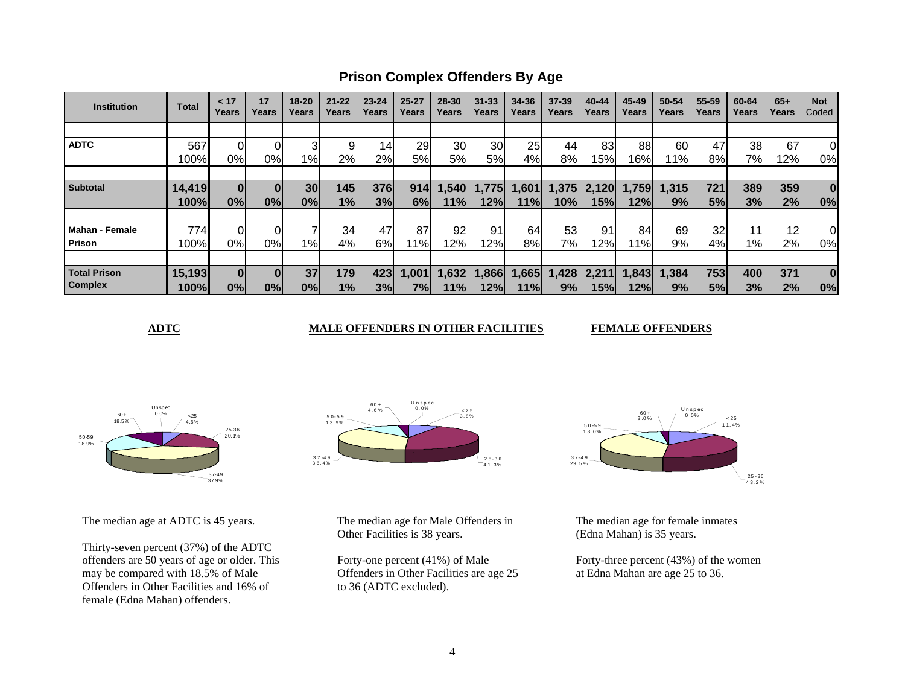## Prison Complex Offenders By Age

| Institution | Total | < 17 Years | 17 Years | 18-20 Years | 21-22 Years | 23-24 Years | 25-27 Years | 28-30 Years | 31-33 Years | 34-36 Years | 37-39 Years | 40-44 Years | 45-49 Years | 50-54 Years | 55-59 Years | 60-64 Years | 65+ Years | Not Coded |
|---|---|---|---|---|---|---|---|---|---|---|---|---|---|---|---|---|---|---|
| **ADTC** | 567 | 0 | 0 | 3 | 9 | 14 | 29 | 30 | 30 | 25 | 44 | 83 | 88 | 60 | 47 | 38 | 67 | 0 |
| | 100% | 0% | 0% | 1% | 2% | 2% | 5% | 5% | 5% | 4% | 8% | 15% | 16% | 11% | 8% | 7% | 12% | 0% |
| **Subtotal** | **14,419** | **0** | **0** | **30** | **145** | **376** | **914** | **1,540** | **1,775** | **1,601** | **1,375** | **2,120** | **1,759** | **1,315** | **721** | **389** | **359** | **0** |
| | **100%** | **0%** | **0%** | **0%** | **1%** | **3%** | **6%** | **11%** | **12%** | **11%** | **10%** | **15%** | **12%** | **9%** | **5%** | **3%** | **2%** | **0%** |
| **Mahan - Female Prison** | 774 | 0 | 0 | 7 | 34 | 47 | 87 | 92 | 91 | 64 | 53 | 91 | 84 | 69 | 32 | 11 | 12 | 0 |
| | 100% | 0% | 0% | 1% | 4% | 6% | 11% | 12% | 12% | 8% | 7% | 12% | 11% | 9% | 4% | 1% | 2% | 0% |
| **Total Prison Complex** | **15,193** | **0** | **0** | **37** | **179** | **423** | **1,001** | **1,632** | **1,866** | **1,665** | **1,428** | **2,211** | **1,843** | **1,384** | **753** | **400** | **371** | **0** |
| | **100%** | **0%** | **0%** | **0%** | **1%** | **3%** | **7%** | **11%** | **12%** | **11%** | **9%** | **15%** | **12%** | **9%** | **5%** | **3%** | **2%** | **0%** |

### ADTC

Unspec 0.0%; <25 4.6%; 25-36 20.1%; 37-49 37.9%; 50-59 18.9%; 60+ 18.5%

The median age at ADTC is 45 years.

Thirty-seven percent (37%) of the ADTC offenders are 50 years of age or older. This may be compared with 18.5% of Male Offenders in Other Facilities and 16% of female (Edna Mahan) offenders.

### MALE OFFENDERS IN OTHER FACILITIES

Unspec 0.0%; <25 3.8%; 25-36 41.3%; 37-49 36.4%; 50-59 13.9%; 60+ 4.6%

The median age for Male Offenders in Other Facilities is 38 years.

Forty-one percent (41%) of Male Offenders in Other Facilities are age 25 to 36 (ADTC excluded).

### FEMALE OFFENDERS

Unspec 0.0%; <25 11.4%; 25-36 43.2%; 37-49 29.5%; 50-59 13.0%; 60+ 3.0%

The median age for female inmates (Edna Mahan) is 35 years.

Forty-three percent (43%) of the women at Edna Mahan are age 25 to 36.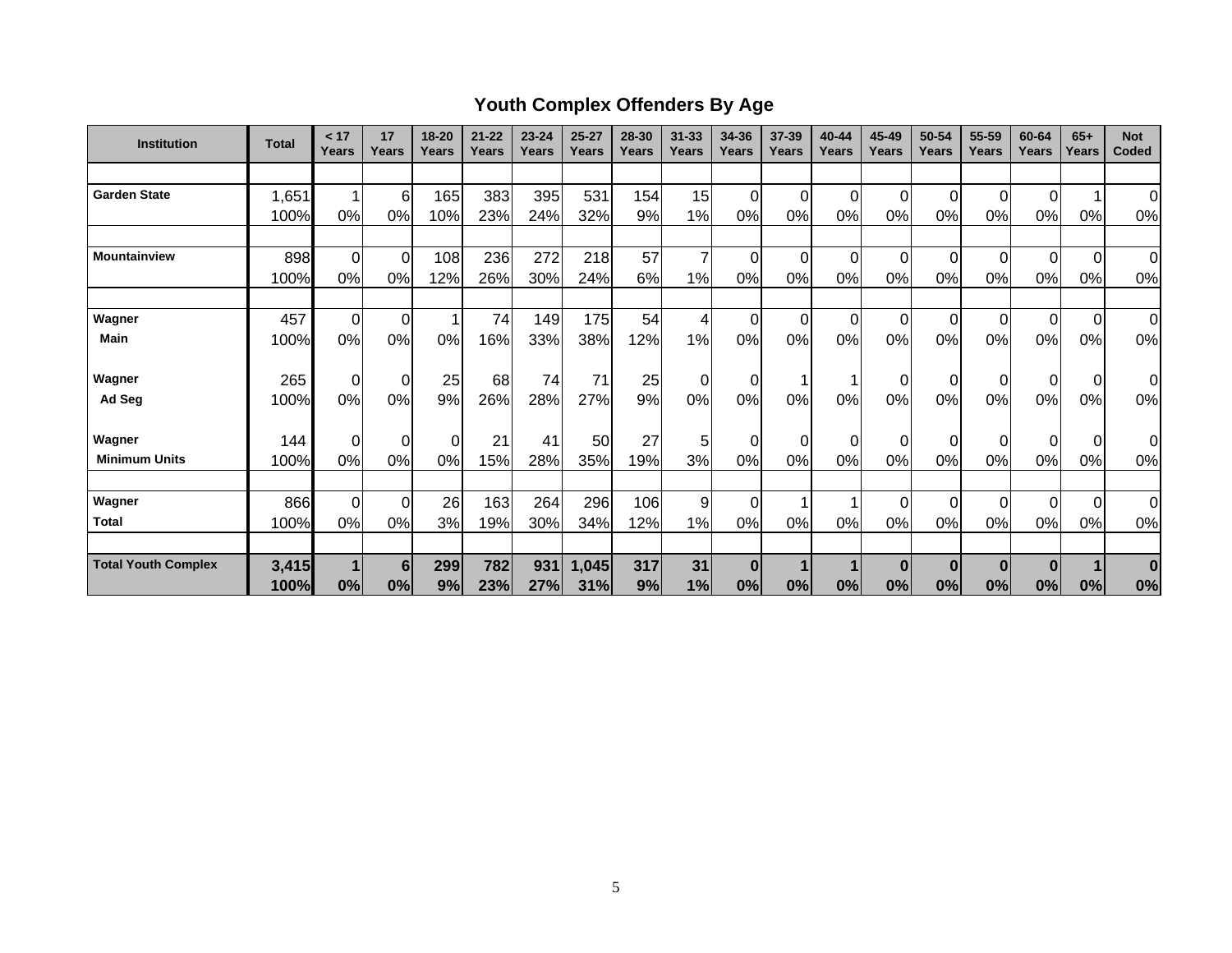## Youth Complex Offenders By Age

| Institution | Total | < 17 Years | 17 Years | 18-20 Years | 21-22 Years | 23-24 Years | 25-27 Years | 28-30 Years | 31-33 Years | 34-36 Years | 37-39 Years | 40-44 Years | 45-49 Years | 50-54 Years | 55-59 Years | 60-64 Years | 65+ Years | Not Coded |
|---|---|---|---|---|---|---|---|---|---|---|---|---|---|---|---|---|---|---|
| Garden State | 1,651 | 1 | 6 | 165 | 383 | 395 | 531 | 154 | 15 | 0 | 0 | 0 | 0 | 0 | 0 | 0 | 1 | 0 |
| | 100% | 0% | 0% | 10% | 23% | 24% | 32% | 9% | 1% | 0% | 0% | 0% | 0% | 0% | 0% | 0% | 0% | 0% |
| Mountainview | 898 | 0 | 0 | 108 | 236 | 272 | 218 | 57 | 7 | 0 | 0 | 0 | 0 | 0 | 0 | 0 | 0 | 0 |
| | 100% | 0% | 0% | 12% | 26% | 30% | 24% | 6% | 1% | 0% | 0% | 0% | 0% | 0% | 0% | 0% | 0% | 0% |
| Wagner | 457 | 0 | 0 | 1 | 74 | 149 | 175 | 54 | 4 | 0 | 0 | 0 | 0 | 0 | 0 | 0 | 0 | 0 |
| Main | 100% | 0% | 0% | 0% | 16% | 33% | 38% | 12% | 1% | 0% | 0% | 0% | 0% | 0% | 0% | 0% | 0% | 0% |
| Wagner | 265 | 0 | 0 | 25 | 68 | 74 | 71 | 25 | 0 | 0 | 1 | 1 | 0 | 0 | 0 | 0 | 0 | 0 |
| Ad Seg | 100% | 0% | 0% | 9% | 26% | 28% | 27% | 9% | 0% | 0% | 0% | 0% | 0% | 0% | 0% | 0% | 0% | 0% |
| Wagner | 144 | 0 | 0 | 0 | 21 | 41 | 50 | 27 | 5 | 0 | 0 | 0 | 0 | 0 | 0 | 0 | 0 | 0 |
| Minimum Units | 100% | 0% | 0% | 0% | 15% | 28% | 35% | 19% | 3% | 0% | 0% | 0% | 0% | 0% | 0% | 0% | 0% | 0% |
| Wagner | 866 | 0 | 0 | 26 | 163 | 264 | 296 | 106 | 9 | 0 | 1 | 1 | 0 | 0 | 0 | 0 | 0 | 0 |
| Total | 100% | 0% | 0% | 3% | 19% | 30% | 34% | 12% | 1% | 0% | 0% | 0% | 0% | 0% | 0% | 0% | 0% | 0% |
| **Total Youth Complex** | **3,415** | **1** | **6** | **299** | **782** | **931** | **1,045** | **317** | **31** | **0** | **1** | **1** | **0** | **0** | **0** | **0** | **1** | **0** |
| | **100%** | **0%** | **0%** | **9%** | **23%** | **27%** | **31%** | **9%** | **1%** | **0%** | **0%** | **0%** | **0%** | **0%** | **0%** | **0%** | **0%** | **0%** |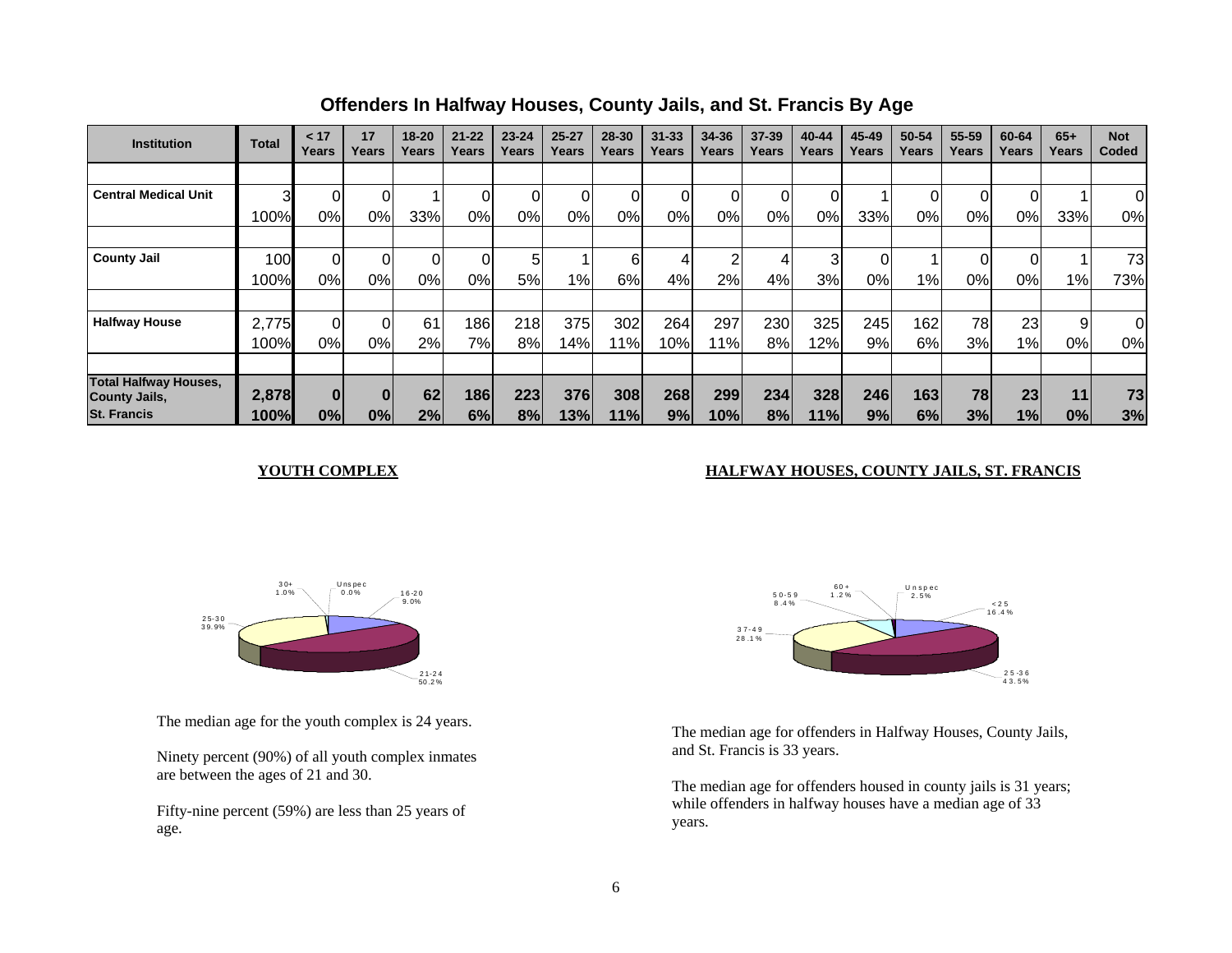## Offenders In Halfway Houses, County Jails, and St. Francis By Age

| Institution | Total | < 17 Years | 17 Years | 18-20 Years | 21-22 Years | 23-24 Years | 25-27 Years | 28-30 Years | 31-33 Years | 34-36 Years | 37-39 Years | 40-44 Years | 45-49 Years | 50-54 Years | 55-59 Years | 60-64 Years | 65+ Years | Not Coded |
|---|---|---|---|---|---|---|---|---|---|---|---|---|---|---|---|---|---|---|
| **Central Medical Unit** | 3 | 0 | 0 | 1 | 0 | 0 | 0 | 0 | 0 | 0 | 0 | 0 | 1 | 0 | 0 | 0 | 1 | 0 |
| | 100% | 0% | 0% | 33% | 0% | 0% | 0% | 0% | 0% | 0% | 0% | 0% | 33% | 0% | 0% | 0% | 33% | 0% |
| **County Jail** | 100 | 0 | 0 | 0 | 0 | 5 | 1 | 6 | 4 | 2 | 4 | 3 | 0 | 1 | 0 | 0 | 1 | 73 |
| | 100% | 0% | 0% | 0% | 0% | 5% | 1% | 6% | 4% | 2% | 4% | 3% | 0% | 1% | 0% | 0% | 1% | 73% |
| **Halfway House** | 2,775 | 0 | 0 | 61 | 186 | 218 | 375 | 302 | 264 | 297 | 230 | 325 | 245 | 162 | 78 | 23 | 9 | 0 |
| | 100% | 0% | 0% | 2% | 7% | 8% | 14% | 11% | 10% | 11% | 8% | 12% | 9% | 6% | 3% | 1% | 0% | 0% |
| **Total Halfway Houses, County Jails,** | **2,878** | **0** | **0** | **62** | **186** | **223** | **376** | **308** | **268** | **299** | **234** | **328** | **246** | **163** | **78** | **23** | **11** | **73** |
| **St. Francis** | **100%** | **0%** | **0%** | **2%** | **6%** | **8%** | **13%** | **11%** | **9%** | **10%** | **8%** | **11%** | **9%** | **6%** | **3%** | **1%** | **0%** | **3%** |

**YOUTH COMPLEX**

30+ 1.0%
Unspec 0.0%
16-20 9.0%
25-30 39.9%
21-24 50.2%

The median age for the youth complex is 24 years.

Ninety percent (90%) of all youth complex inmates are between the ages of 21 and 30.

Fifty-nine percent (59%) are less than 25 years of age.

**HALFWAY HOUSES, COUNTY JAILS, ST. FRANCIS**

60+ 1.2%
Unspec 2.5%
50-59 8.4%
<25 16.4%
37-49 28.1%
25-36 43.5%

The median age for offenders in Halfway Houses, County Jails, and St. Francis is 33 years.

The median age for offenders housed in county jails is 31 years; while offenders in halfway houses have a median age of 33 years.